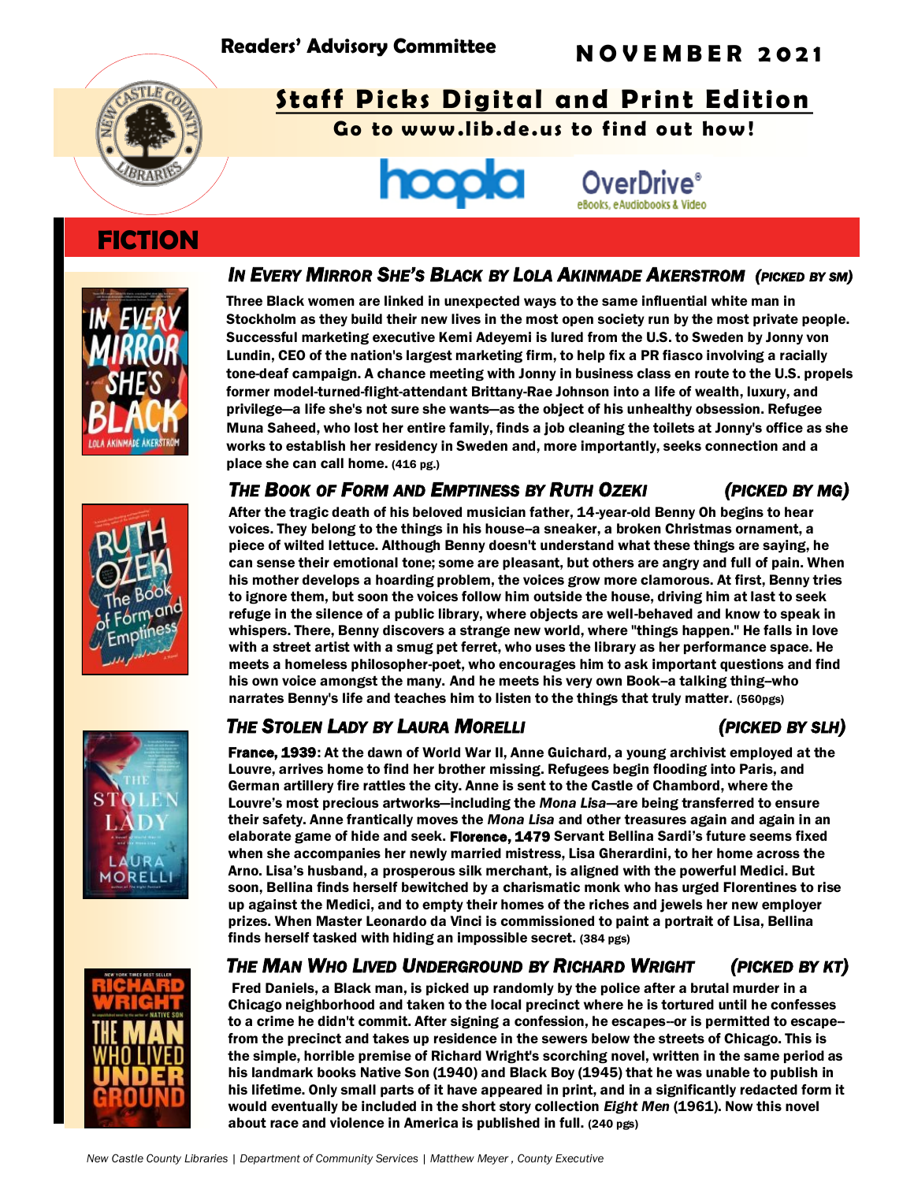**Readers' Advisory Committee**

**NOVEMBER 2021**

## Staff Picks Digital and Print Edition

**Go to www.lib.de.us to find out how!**

hoopla OverDrive® eBooks, eAudiobooks & Video

# FICTION

### *In Every Mirror She's Black by Lola Akinmade Akerstrom (picked by SM)*

Three Black women are linked in unexpected ways to the same influential white man in Stockholm as they build their new lives in the most open society run by the most private people. Successful marketing executive Kemi Adeyemi is lured from the U.S. to Sweden by Jonny von Lundin, CEO of the nation's largest marketing firm, to help fix a PR fiasco involving a racially tone-deaf campaign. A chance meeting with Jonny in business class en route to the U.S. propels former model-turned-flight-attendant Brittany-Rae Johnson into a life of wealth, luxury, and privilege—a life she's not sure she wants—as the object of his unhealthy obsession. Refugee Muna Saheed, who lost her entire family, finds a job cleaning the toilets at Jonny's office as she works to establish her residency in Sweden and, more importantly, seeks connection and a place she can call home. (416 pg.)

### *The Book of Form and Emptiness by Ruth Ozeki (picked by MG)*

After the tragic death of his beloved musician father, 14-year-old Benny Oh begins to hear voices. They belong to the things in his house–a sneaker, a broken Christmas ornament, a piece of wilted lettuce. Although Benny doesn't understand what these things are saying, he can sense their emotional tone; some are pleasant, but others are angry and full of pain. When his mother develops a hoarding problem, the voices grow more clamorous. At first, Benny tries to ignore them, but soon the voices follow him outside the house, driving him at last to seek refuge in the silence of a public library, where objects are well-behaved and know to speak in whispers. There, Benny discovers a strange new world, where "things happen." He falls in love with a street artist with a smug pet ferret, who uses the library as her performance space. He meets a homeless philosopher-poet, who encourages him to ask important questions and find his own voice amongst the many. And he meets his very own Book–a talking thing–who narrates Benny's life and teaches him to listen to the things that truly matter. (560pgs)

### *The Stolen Lady by Laura Morelli (picked by SLH)*

**France, 1939**: At the dawn of World War II, Anne Guichard, a young archivist employed at the Louvre, arrives home to find her brother missing. Refugees begin flooding into Paris, and German artillery fire rattles the city. Anne is sent to the Castle of Chambord, where the Louvre's most precious artworks—including the *Mona Lisa*—are being transferred to ensure their safety. Anne frantically moves the *Mona Lisa* and other treasures again and again in an elaborate game of hide and seek. **Florence, 1479** Servant Bellina Sardi's future seems fixed when she accompanies her newly married mistress, Lisa Gherardini, to her home across the Arno. Lisa's husband, a prosperous silk merchant, is aligned with the powerful Medici. But soon, Bellina finds herself bewitched by a charismatic monk who has urged Florentines to rise up against the Medici, and to empty their homes of the riches and jewels her new employer prizes. When Master Leonardo da Vinci is commissioned to paint a portrait of Lisa, Bellina finds herself tasked with hiding an impossible secret. (384 pgs)

### *The Man Who Lived Underground by Richard Wright (picked by KT)*

Fred Daniels, a Black man, is picked up randomly by the police after a brutal murder in a Chicago neighborhood and taken to the local precinct where he is tortured until he confesses to a crime he didn't commit. After signing a confession, he escapes--or is permitted to escape--from the precinct and takes up residence in the sewers below the streets of Chicago. This is the simple, horrible premise of Richard Wright's scorching novel, written in the same period as his landmark books Native Son (1940) and Black Boy (1945) that he was unable to publish in his lifetime. Only small parts of it have appeared in print, and in a significantly redacted form it would eventually be included in the short story collection *Eight Men* (1961). Now this novel about race and violence in America is published in full. (240 pgs)

*New Castle County Libraries | Department of Community Services | Matthew Meyer , County Executive*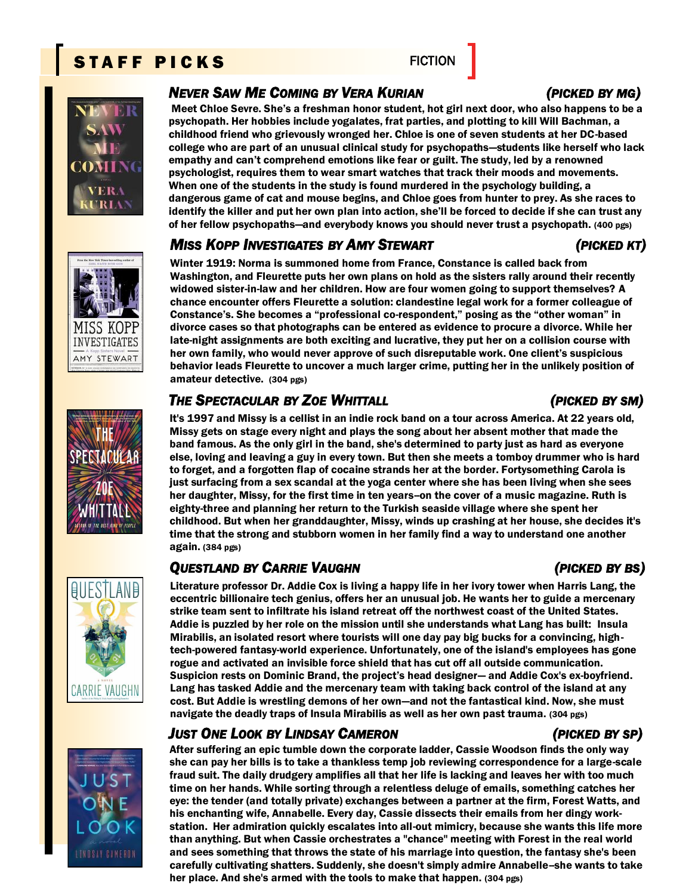# STAFF PICKS

FICTION

### *Never Saw Me Coming by Vera Kurian* (PICKED BY MG)

**Meet Chloe Sevre. She's a freshman honor student, hot girl next door, who also happens to be a psychopath. Her hobbies include yogalates, frat parties, and plotting to kill Will Bachman, a childhood friend who grievously wronged her. Chloe is one of seven students at her DC-based college who are part of an unusual clinical study for psychopaths—students like herself who lack empathy and can't comprehend emotions like fear or guilt. The study, led by a renowned psychologist, requires them to wear smart watches that track their moods and movements. When one of the students in the study is found murdered in the psychology building, a dangerous game of cat and mouse begins, and Chloe goes from hunter to prey. As she races to identify the killer and put her own plan into action, she'll be forced to decide if she can trust any of her fellow psychopaths—and everybody knows you should never trust a psychopath. (400 pgs)**

### *Miss Kopp Investigates by Amy Stewart* (PICKED KT)

**Winter 1919: Norma is summoned home from France, Constance is called back from Washington, and Fleurette puts her own plans on hold as the sisters rally around their recently widowed sister-in-law and her children. How are four women going to support themselves? A chance encounter offers Fleurette a solution: clandestine legal work for a former colleague of Constance's. She becomes a "professional co-respondent," posing as the "other woman" in divorce cases so that photographs can be entered as evidence to procure a divorce. While her late-night assignments are both exciting and lucrative, they put her on a collision course with her own family, who would never approve of such disreputable work. One client's suspicious behavior leads Fleurette to uncover a much larger crime, putting her in the unlikely position of amateur detective. (304 pgs)**

### *The Spectacular by Zoe Whittall* (PICKED BY SM)

**It's 1997 and Missy is a cellist in an indie rock band on a tour across America. At 22 years old, Missy gets on stage every night and plays the song about her absent mother that made the band famous. As the only girl in the band, she's determined to party just as hard as everyone else, loving and leaving a guy in every town. But then she meets a tomboy drummer who is hard to forget, and a forgotten flap of cocaine strands her at the border. Fortysomething Carola is just surfacing from a sex scandal at the yoga center where she has been living when she sees her daughter, Missy, for the first time in ten years–on the cover of a music magazine. Ruth is eighty-three and planning her return to the Turkish seaside village where she spent her childhood. But when her granddaughter, Missy, winds up crashing at her house, she decides it's time that the strong and stubborn women in her family find a way to understand one another again. (384 pgs)**

### *Questland by Carrie Vaughn* (PICKED BY BS)

**Literature professor Dr. Addie Cox is living a happy life in her ivory tower when Harris Lang, the eccentric billionaire tech genius, offers her an unusual job. He wants her to guide a mercenary strike team sent to infiltrate his island retreat off the northwest coast of the United States. Addie is puzzled by her role on the mission until she understands what Lang has built: Insula Mirabilis, an isolated resort where tourists will one day pay big bucks for a convincing, high-tech-powered fantasy-world experience. Unfortunately, one of the island's employees has gone rogue and activated an invisible force shield that has cut off all outside communication. Suspicion rests on Dominic Brand, the project's head designer— and Addie Cox's ex-boyfriend. Lang has tasked Addie and the mercenary team with taking back control of the island at any cost. But Addie is wrestling demons of her own—and not the fantastical kind. Now, she must navigate the deadly traps of Insula Mirabilis as well as her own past trauma. (304 pgs)**

### *Just One Look by Lindsay Cameron* (PICKED BY SP)

**After suffering an epic tumble down the corporate ladder, Cassie Woodson finds the only way she can pay her bills is to take a thankless temp job reviewing correspondence for a large-scale fraud suit. The daily drudgery amplifies all that her life is lacking and leaves her with too much time on her hands. While sorting through a relentless deluge of emails, something catches her eye: the tender (and totally private) exchanges between a partner at the firm, Forest Watts, and his enchanting wife, Annabelle. Every day, Cassie dissects their emails from her dingy work-station. Her admiration quickly escalates into all-out mimicry, because she wants this life more than anything. But when Cassie orchestrates a "chance" meeting with Forest in the real world and sees something that throws the state of his marriage into question, the fantasy she's been carefully cultivating shatters. Suddenly, she doesn't simply admire Annabelle–she wants to take her place. And she's armed with the tools to make that happen. (304 pgs)**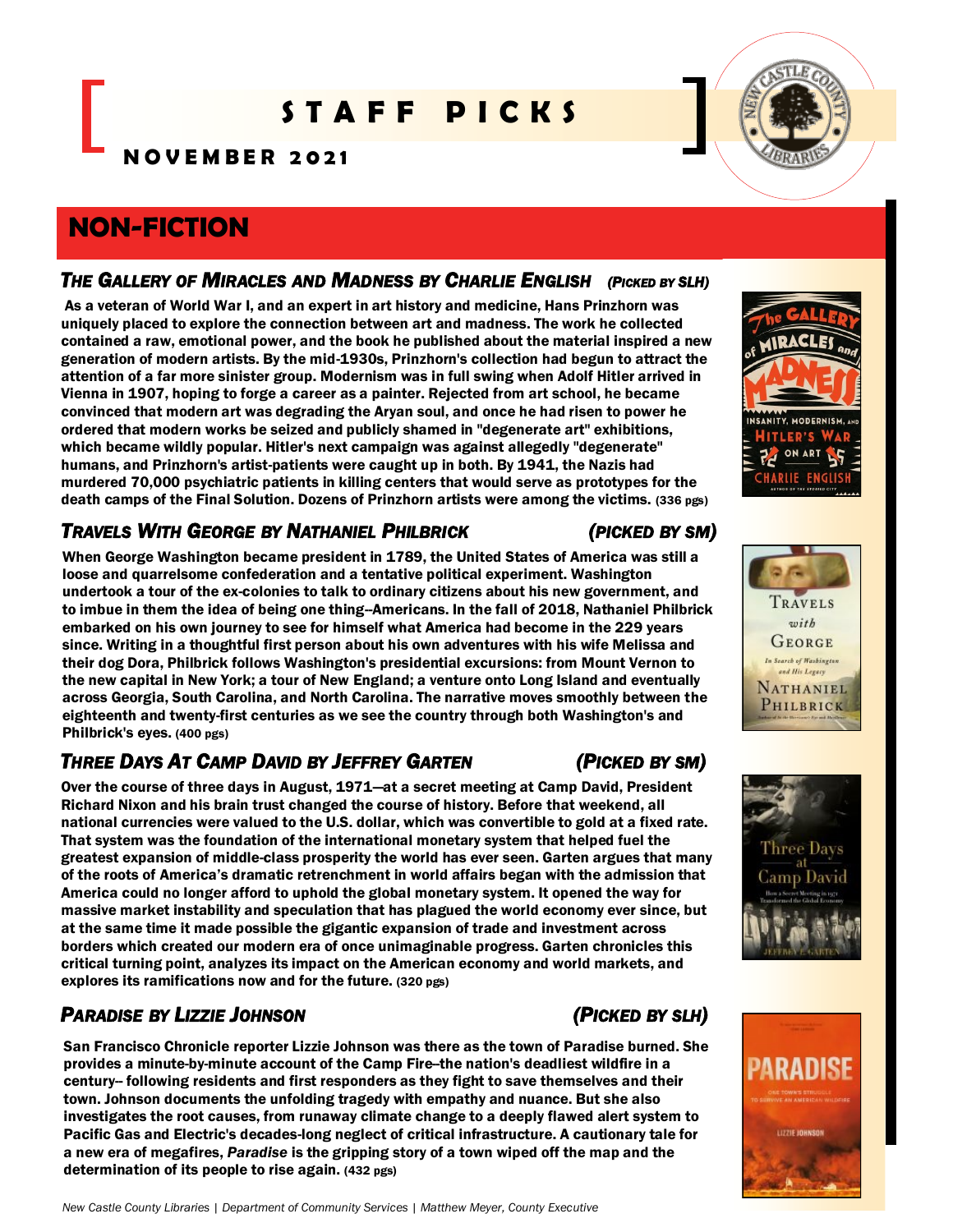# STAFF PICKS

## NOVEMBER 2021

## NON-FICTION

### *The Gallery of Miracles and Madness by Charlie English* (*Picked by SLH*)

**As a veteran of World War I, and an expert in art history and medicine, Hans Prinzhorn was uniquely placed to explore the connection between art and madness. The work he collected contained a raw, emotional power, and the book he published about the material inspired a new generation of modern artists. By the mid-1930s, Prinzhorn's collection had begun to attract the attention of a far more sinister group. Modernism was in full swing when Adolf Hitler arrived in Vienna in 1907, hoping to forge a career as a painter. Rejected from art school, he became convinced that modern art was degrading the Aryan soul, and once he had risen to power he ordered that modern works be seized and publicly shamed in "degenerate art" exhibitions, which became wildly popular. Hitler's next campaign was against allegedly "degenerate" humans, and Prinzhorn's artist-patients were caught up in both. By 1941, the Nazis had murdered 70,000 psychiatric patients in killing centers that would serve as prototypes for the death camps of the Final Solution. Dozens of Prinzhorn artists were among the victims. (336 pgs)**

### *Travels With George by Nathaniel Philbrick* (*Picked by SM*)

**When George Washington became president in 1789, the United States of America was still a loose and quarrelsome confederation and a tentative political experiment. Washington undertook a tour of the ex-colonies to talk to ordinary citizens about his new government, and to imbue in them the idea of being one thing--Americans. In the fall of 2018, Nathaniel Philbrick embarked on his own journey to see for himself what America had become in the 229 years since. Writing in a thoughtful first person about his own adventures with his wife Melissa and their dog Dora, Philbrick follows Washington's presidential excursions: from Mount Vernon to the new capital in New York; a tour of New England; a venture onto Long Island and eventually across Georgia, South Carolina, and North Carolina. The narrative moves smoothly between the eighteenth and twenty-first centuries as we see the country through both Washington's and Philbrick's eyes. (400 pgs)**

### *Three Days At Camp David by Jeffrey Garten* (*Picked by SM*)

**Over the course of three days in August, 1971—at a secret meeting at Camp David, President Richard Nixon and his brain trust changed the course of history. Before that weekend, all national currencies were valued to the U.S. dollar, which was convertible to gold at a fixed rate. That system was the foundation of the international monetary system that helped fuel the greatest expansion of middle-class prosperity the world has ever seen. Garten argues that many of the roots of America's dramatic retrenchment in world affairs began with the admission that America could no longer afford to uphold the global monetary system. It opened the way for massive market instability and speculation that has plagued the world economy ever since, but at the same time it made possible the gigantic expansion of trade and investment across borders which created our modern era of once unimaginable progress. Garten chronicles this critical turning point, analyzes its impact on the American economy and world markets, and explores its ramifications now and for the future. (320 pgs)**

### *Paradise by Lizzie Johnson* (*Picked by SLH*)

**San Francisco Chronicle reporter Lizzie Johnson was there as the town of Paradise burned. She provides a minute-by-minute account of the Camp Fire--the nation's deadliest wildfire in a century-- following residents and first responders as they fight to save themselves and their town. Johnson documents the unfolding tragedy with empathy and nuance. But she also investigates the root causes, from runaway climate change to a deeply flawed alert system to Pacific Gas and Electric's decades-long neglect of critical infrastructure. A cautionary tale for a new era of megafires, *Paradise* is the gripping story of a town wiped off the map and the determination of its people to rise again. (432 pgs)**

*New Castle County Libraries | Department of Community Services | Matthew Meyer, County Executive*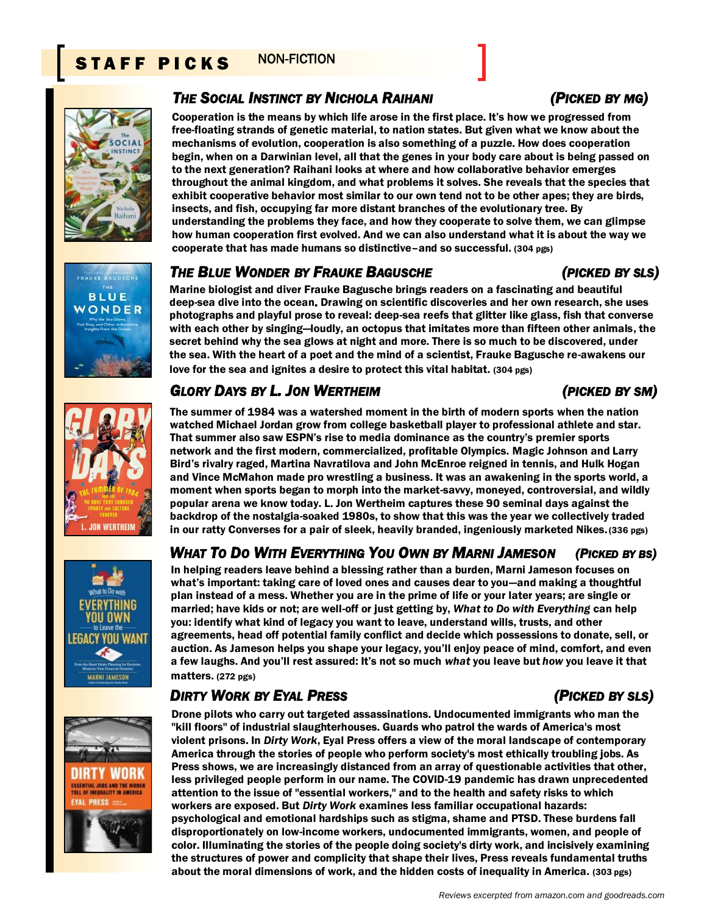# STAFF PICKS NON-FICTION

## *The Social Instinct by Nichola Raihani* *(Picked by MG)*

**Cooperation is the means by which life arose in the first place. It's how we progressed from free-floating strands of genetic material, to nation states. But given what we know about the mechanisms of evolution, cooperation is also something of a puzzle. How does cooperation begin, when on a Darwinian level, all that the genes in your body care about is being passed on to the next generation? Raihani looks at where and how collaborative behavior emerges throughout the animal kingdom, and what problems it solves. She reveals that the species that exhibit cooperative behavior most similar to our own tend not to be other apes; they are birds, insects, and fish, occupying far more distant branches of the evolutionary tree. By understanding the problems they face, and how they cooperate to solve them, we can glimpse how human cooperation first evolved. And we can also understand what it is about the way we cooperate that has made humans so distinctive–and so successful. (304 pgs)**

## *The Blue Wonder by Frauke Bagusche* *(Picked by SLS)*

**Marine biologist and diver Frauke Bagusche brings readers on a fascinating and beautiful deep-sea dive into the ocean. Drawing on scientific discoveries and her own research, she uses photographs and playful prose to reveal: deep-sea reefs that glitter like glass, fish that converse with each other by singing—loudly, an octopus that imitates more than fifteen other animals, the secret behind why the sea glows at night and more. There is so much to be discovered, under the sea. With the heart of a poet and the mind of a scientist, Frauke Bagusche re-awakens our love for the sea and ignites a desire to protect this vital habitat. (304 pgs)**

## *Glory Days by L. Jon Wertheim* *(Picked by SM)*

**The summer of 1984 was a watershed moment in the birth of modern sports when the nation watched Michael Jordan grow from college basketball player to professional athlete and star. That summer also saw ESPN's rise to media dominance as the country's premier sports network and the first modern, commercialized, profitable Olympics. Magic Johnson and Larry Bird's rivalry raged, Martina Navratilova and John McEnroe reigned in tennis, and Hulk Hogan and Vince McMahon made pro wrestling a business. It was an awakening in the sports world, a moment when sports began to morph into the market-savvy, moneyed, controversial, and wildly popular arena we know today. L. Jon Wertheim captures these 90 seminal days against the backdrop of the nostalgia-soaked 1980s, to show that this was the year we collectively traded in our ratty Converses for a pair of sleek, heavily branded, ingeniously marketed Nikes. (336 pgs)**

## *What To Do With Everything You Own by Marni Jameson* *(Picked by BS)*

**In helping readers leave behind a blessing rather than a burden, Marni Jameson focuses on what's important: taking care of loved ones and causes dear to you—and making a thoughtful plan instead of a mess. Whether you are in the prime of life or your later years; are single or married; have kids or not; are well-off or just getting by, *What to Do with Everything* can help you: identify what kind of legacy you want to leave, understand wills, trusts, and other agreements, head off potential family conflict and decide which possessions to donate, sell, or auction. As Jameson helps you shape your legacy, you'll enjoy peace of mind, comfort, and even a few laughs. And you'll rest assured: It's not so much *what* you leave but *how* you leave it that matters. (272 pgs)**

## *Dirty Work by Eyal Press* *(Picked by SLS)*

**Drone pilots who carry out targeted assassinations. Undocumented immigrants who man the "kill floors" of industrial slaughterhouses. Guards who patrol the wards of America's most violent prisons. In *Dirty Work*, Eyal Press offers a view of the moral landscape of contemporary America through the stories of people who perform society's most ethically troubling jobs. As Press shows, we are increasingly distanced from an array of questionable activities that other, less privileged people perform in our name. The COVID-19 pandemic has drawn unprecedented attention to the issue of "essential workers," and to the health and safety risks to which workers are exposed. But *Dirty Work* examines less familiar occupational hazards: psychological and emotional hardships such as stigma, shame and PTSD. These burdens fall disproportionately on low-income workers, undocumented immigrants, women, and people of color. Illuminating the stories of the people doing society's dirty work, and incisively examining the structures of power and complicity that shape their lives, Press reveals fundamental truths about the moral dimensions of work, and the hidden costs of inequality in America. (303 pgs)**

*Reviews excerpted from amazon.com and goodreads.com*